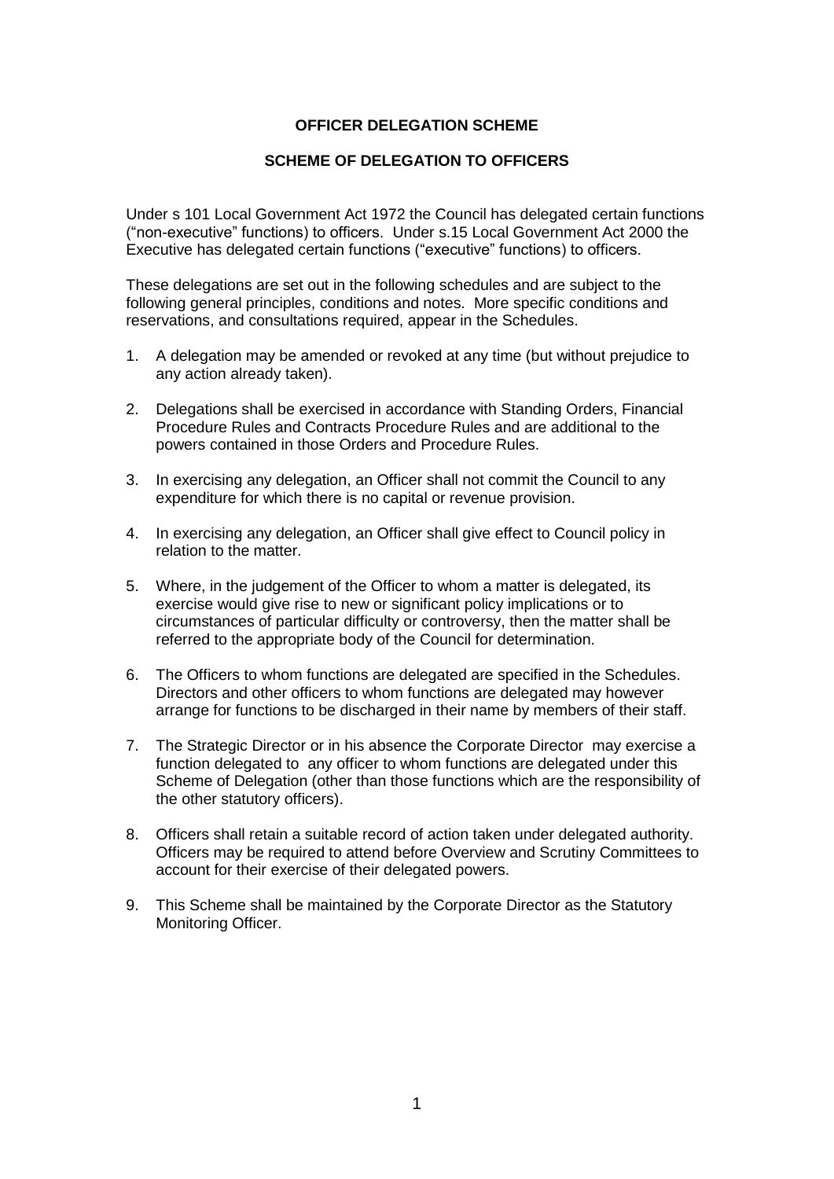# OFFICER DELEGATION SCHEME

## SCHEME OF DELEGATION TO OFFICERS

Under s 101 Local Government Act 1972 the Council has delegated certain functions ("non-executive" functions) to officers. Under s.15 Local Government Act 2000 the Executive has delegated certain functions ("executive" functions) to officers.

These delegations are set out in the following schedules and are subject to the following general principles, conditions and notes. More specific conditions and reservations, and consultations required, appear in the Schedules.

1. A delegation may be amended or revoked at any time (but without prejudice to any action already taken).

2. Delegations shall be exercised in accordance with Standing Orders, Financial Procedure Rules and Contracts Procedure Rules and are additional to the powers contained in those Orders and Procedure Rules.

3. In exercising any delegation, an Officer shall not commit the Council to any expenditure for which there is no capital or revenue provision.

4. In exercising any delegation, an Officer shall give effect to Council policy in relation to the matter.

5. Where, in the judgement of the Officer to whom a matter is delegated, its exercise would give rise to new or significant policy implications or to circumstances of particular difficulty or controversy, then the matter shall be referred to the appropriate body of the Council for determination.

6. The Officers to whom functions are delegated are specified in the Schedules. Directors and other officers to whom functions are delegated may however arrange for functions to be discharged in their name by members of their staff.

7. The Strategic Director or in his absence the Corporate Director may exercise a function delegated to any officer to whom functions are delegated under this Scheme of Delegation (other than those functions which are the responsibility of the other statutory officers).

8. Officers shall retain a suitable record of action taken under delegated authority. Officers may be required to attend before Overview and Scrutiny Committees to account for their exercise of their delegated powers.

9. This Scheme shall be maintained by the Corporate Director as the Statutory Monitoring Officer.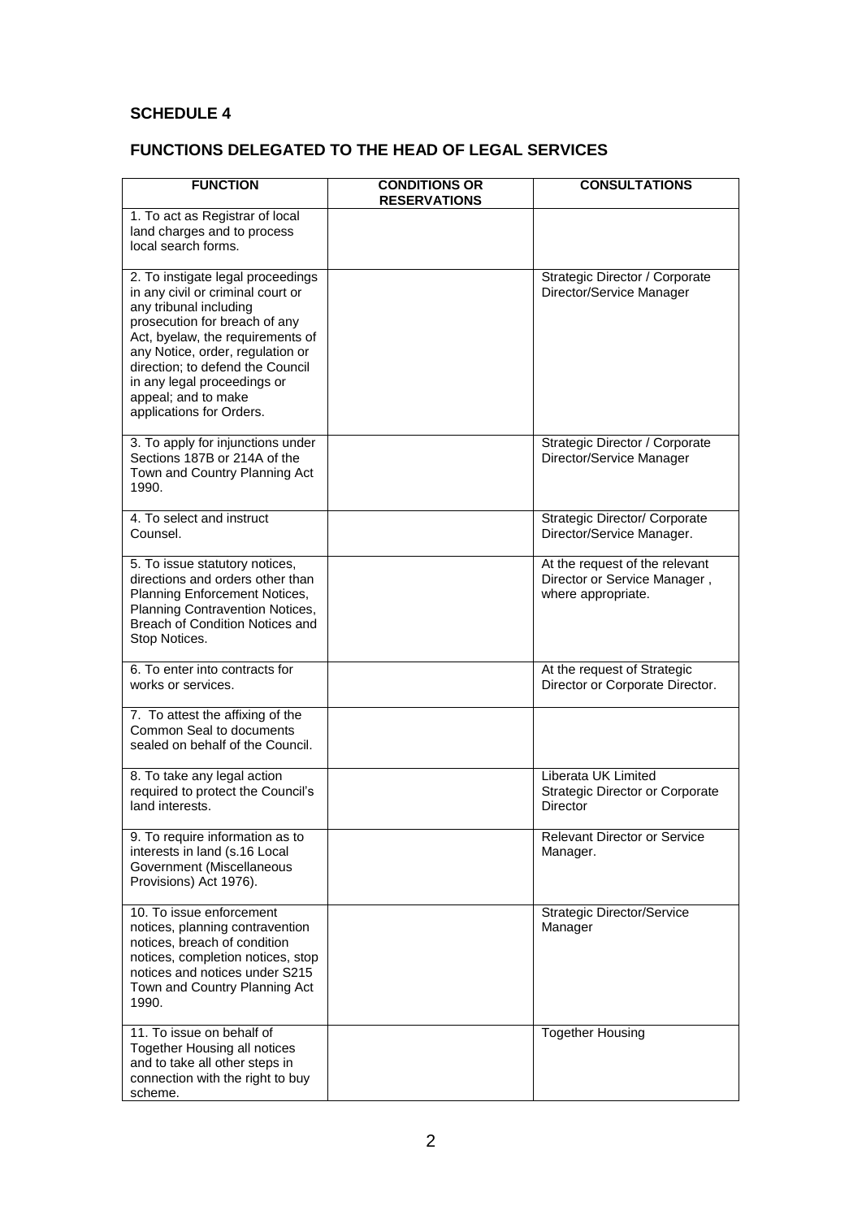## SCHEDULE 4

## FUNCTIONS DELEGATED TO THE HEAD OF LEGAL SERVICES

| FUNCTION | CONDITIONS OR RESERVATIONS | CONSULTATIONS |
|---|---|---|
| 1. To act as Registrar of local land charges and to process local search forms. | | |
| 2. To instigate legal proceedings in any civil or criminal court or any tribunal including prosecution for breach of any Act, byelaw, the requirements of any Notice, order, regulation or direction; to defend the Council in any legal proceedings or appeal; and to make applications for Orders. | | Strategic Director / Corporate Director/Service Manager |
| 3. To apply for injunctions under Sections 187B or 214A of the Town and Country Planning Act 1990. | | Strategic Director / Corporate Director/Service Manager |
| 4. To select and instruct Counsel. | | Strategic Director/ Corporate Director/Service Manager. |
| 5. To issue statutory notices, directions and orders other than Planning Enforcement Notices, Planning Contravention Notices, Breach of Condition Notices and Stop Notices. | | At the request of the relevant Director or Service Manager , where appropriate. |
| 6. To enter into contracts for works or services. | | At the request of Strategic Director or Corporate Director. |
| 7. To attest the affixing of the Common Seal to documents sealed on behalf of the Council. | | |
| 8. To take any legal action required to protect the Council's land interests. | | Liberata UK Limited Strategic Director or Corporate Director |
| 9. To require information as to interests in land (s.16 Local Government (Miscellaneous Provisions) Act 1976). | | Relevant Director or Service Manager. |
| 10. To issue enforcement notices, planning contravention notices, breach of condition notices, completion notices, stop notices and notices under S215 Town and Country Planning Act 1990. | | Strategic Director/Service Manager |
| 11. To issue on behalf of Together Housing all notices and to take all other steps in connection with the right to buy scheme. | | Together Housing |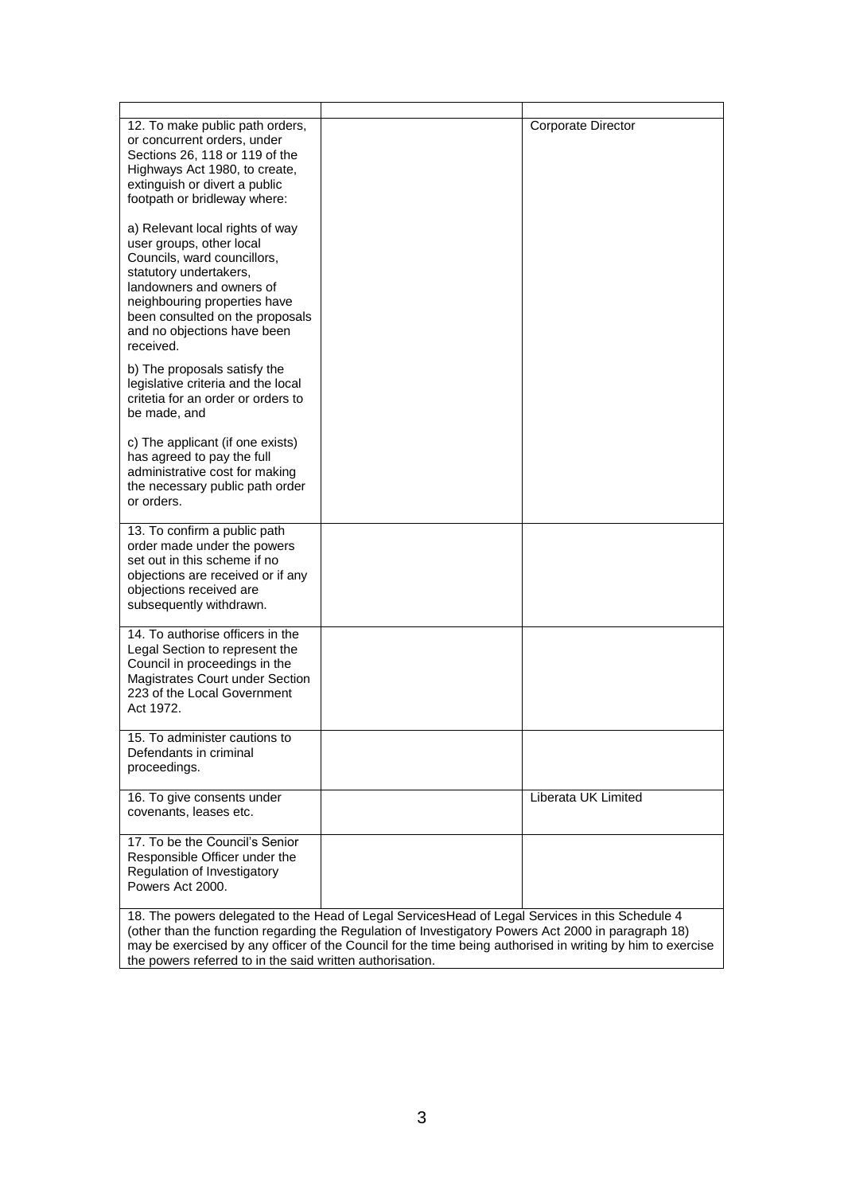| | | |
|---|---|---|
| 12. To make public path orders, or concurrent orders, under Sections 26, 118 or 119 of the Highways Act 1980, to create, extinguish or divert a public footpath or bridleway where:<br><br>a) Relevant local rights of way user groups, other local Councils, ward councillors, statutory undertakers, landowners and owners of neighbouring properties have been consulted on the proposals and no objections have been received.<br><br>b) The proposals satisfy the legislative criteria and the local critetia for an order or orders to be made, and<br><br>c) The applicant (if one exists) has agreed to pay the full administrative cost for making the necessary public path order or orders. | | Corporate Director |
| 13. To confirm a public path order made under the powers set out in this scheme if no objections are received or if any objections received are subsequently withdrawn. | | |
| 14. To authorise officers in the Legal Section to represent the Council in proceedings in the Magistrates Court under Section 223 of the Local Government Act 1972. | | |
| 15. To administer cautions to Defendants in criminal proceedings. | | |
| 16. To give consents under covenants, leases etc. | | Liberata UK Limited |
| 17. To be the Council's Senior Responsible Officer under the Regulation of Investigatory Powers Act 2000. | | |
| 18. The powers delegated to the Head of Legal ServicesHead of Legal Services in this Schedule 4 (other than the function regarding the Regulation of Investigatory Powers Act 2000 in paragraph 18) may be exercised by any officer of the Council for the time being authorised in writing by him to exercise the powers referred to in the said written authorisation. | | |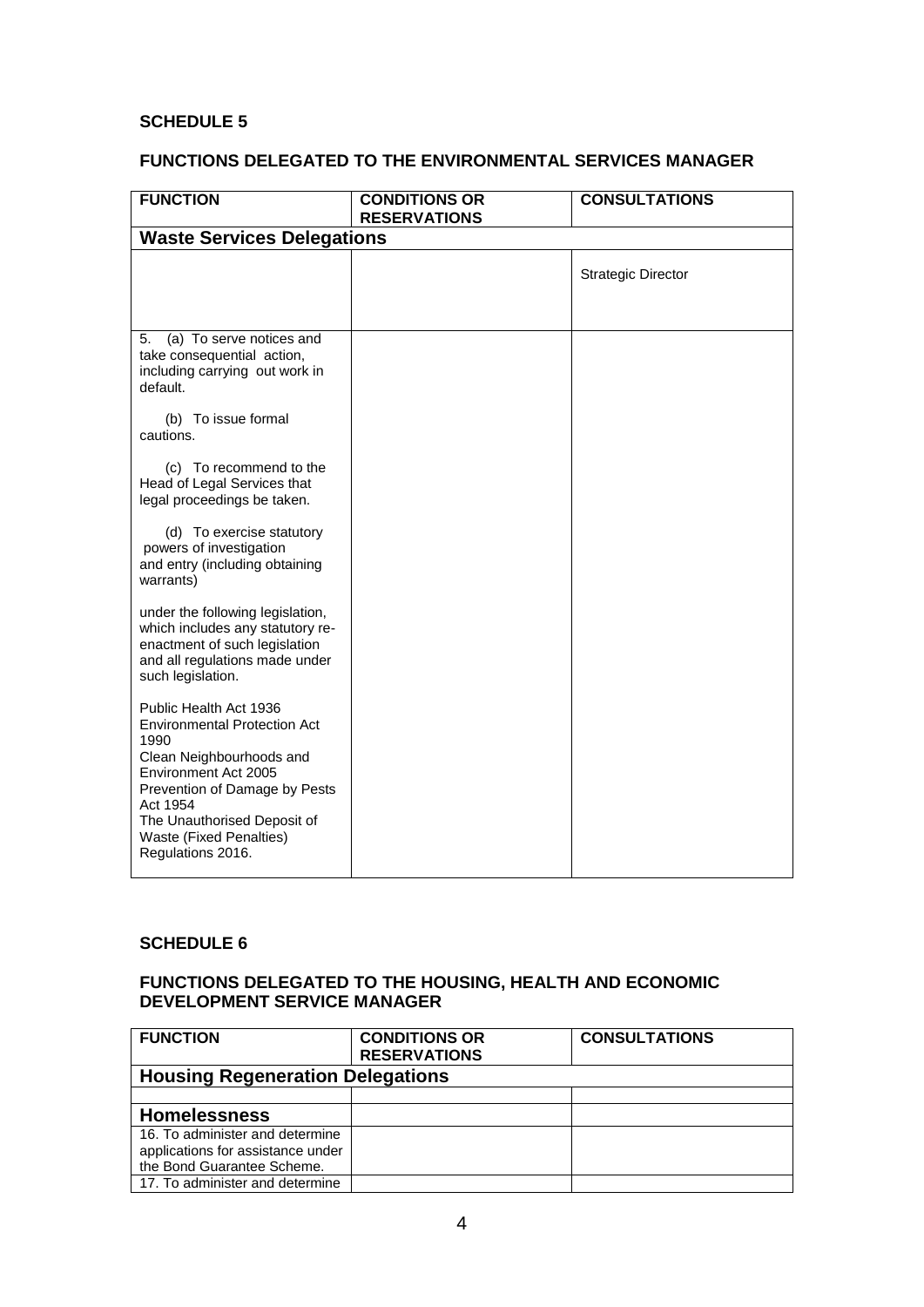## SCHEDULE 5

## FUNCTIONS DELEGATED TO THE ENVIRONMENTAL SERVICES MANAGER

| FUNCTION | CONDITIONS OR RESERVATIONS | CONSULTATIONS |
|---|---|---|
| **Waste Services Delegations** | | |
| | | Strategic Director |
| 5. (a) To serve notices and take consequential action, including carrying out work in default.<br><br>(b) To issue formal cautions.<br><br>(c) To recommend to the Head of Legal Services that legal proceedings be taken.<br><br>(d) To exercise statutory powers of investigation and entry (including obtaining warrants)<br><br>under the following legislation, which includes any statutory re-enactment of such legislation and all regulations made under such legislation.<br><br>Public Health Act 1936<br>Environmental Protection Act 1990<br>Clean Neighbourhoods and Environment Act 2005<br>Prevention of Damage by Pests Act 1954<br>The Unauthorised Deposit of Waste (Fixed Penalties) Regulations 2016. | | |

## SCHEDULE 6

## FUNCTIONS DELEGATED TO THE HOUSING, HEALTH AND ECONOMIC DEVELOPMENT SERVICE MANAGER

| FUNCTION | CONDITIONS OR RESERVATIONS | CONSULTATIONS |
|---|---|---|
| **Housing Regeneration Delegations** | | |
| | | |
| **Homelessness** | | |
| 16. To administer and determine applications for assistance under the Bond Guarantee Scheme. | | |
| 17. To administer and determine | | |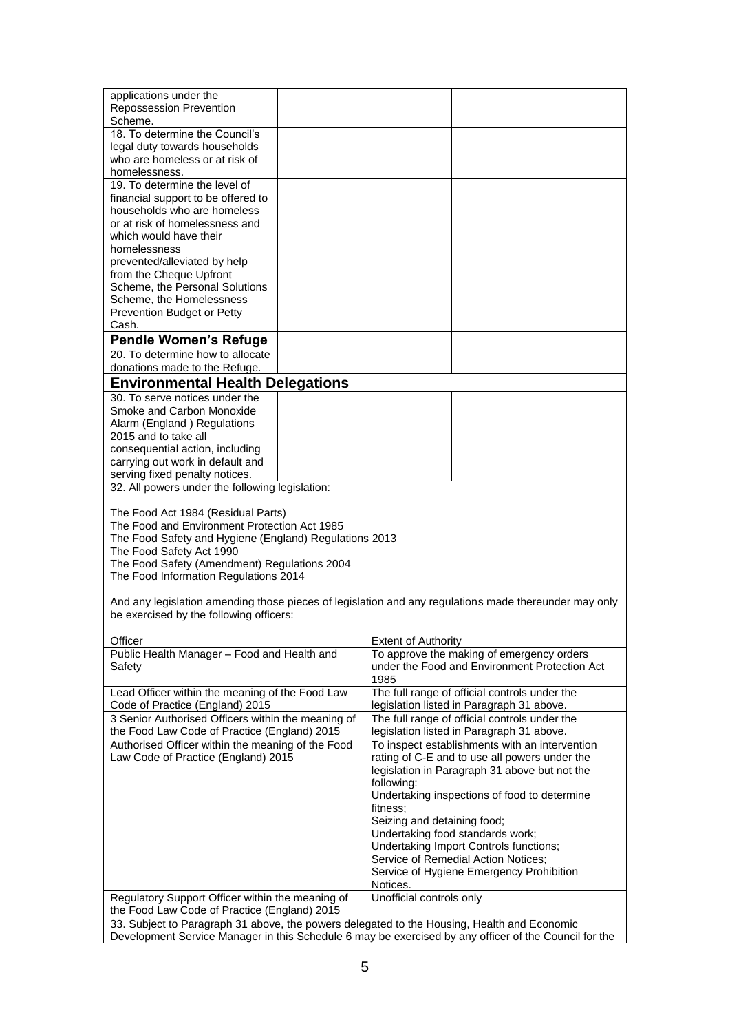| | | | |
|---|---|---|---|
| applications under the Repossession Prevention Scheme. | | | |
| 18. To determine the Council's legal duty towards households who are homeless or at risk of homelessness. | | | |
| 19. To determine the level of financial support to be offered to households who are homeless or at risk of homelessness and which would have their homelessness prevented/alleviated by help from the Cheque Upfront Scheme, the Personal Solutions Scheme, the Homelessness Prevention Budget or Petty Cash. | | | |
| **Pendle Women's Refuge** | | | |
| 20. To determine how to allocate donations made to the Refuge. | | | |
| **Environmental Health Delegations** | | | |
| 30. To serve notices under the Smoke and Carbon Monoxide Alarm (England ) Regulations 2015 and to take all consequential action, including carrying out work in default and serving fixed penalty notices. | | | |

32. All powers under the following legislation:

The Food Act 1984 (Residual Parts)
The Food and Environment Protection Act 1985
The Food Safety and Hygiene (England) Regulations 2013
The Food Safety Act 1990
The Food Safety (Amendment) Regulations 2004
The Food Information Regulations 2014

And any legislation amending those pieces of legislation and any regulations made thereunder may only be exercised by the following officers:

| Officer | Extent of Authority |
|---|---|
| Public Health Manager – Food and Health and Safety | To approve the making of emergency orders under the Food and Environment Protection Act 1985 |
| Lead Officer within the meaning of the Food Law Code of Practice (England) 2015 | The full range of official controls under the legislation listed in Paragraph 31 above. |
| 3 Senior Authorised Officers within the meaning of the Food Law Code of Practice (England) 2015 | The full range of official controls under the legislation listed in Paragraph 31 above. |
| Authorised Officer within the meaning of the Food Law Code of Practice (England) 2015 | To inspect establishments with an intervention rating of C-E and to use all powers under the legislation in Paragraph 31 above but not the following:<br>Undertaking inspections of food to determine fitness;<br>Seizing and detaining food;<br>Undertaking food standards work;<br>Undertaking Import Controls functions;<br>Service of Remedial Action Notices;<br>Service of Hygiene Emergency Prohibition Notices. |
| Regulatory Support Officer within the meaning of the Food Law Code of Practice (England) 2015 | Unofficial controls only |

33. Subject to Paragraph 31 above, the powers delegated to the Housing, Health and Economic Development Service Manager in this Schedule 6 may be exercised by any officer of the Council for the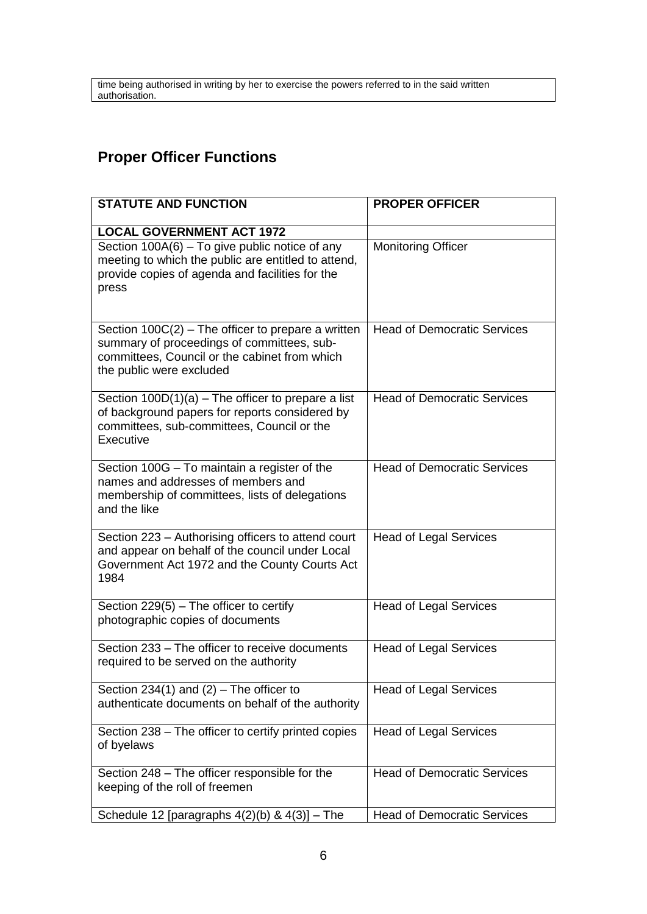| time being authorised in writing by her to exercise the powers referred to in the said written authorisation. |
|---|

## Proper Officer Functions

| STATUTE AND FUNCTION | PROPER OFFICER |
|---|---|
| **LOCAL GOVERNMENT ACT 1972** | |
| Section 100A(6) – To give public notice of any meeting to which the public are entitled to attend, provide copies of agenda and facilities for the press | Monitoring Officer |
| Section 100C(2) – The officer to prepare a written summary of proceedings of committees, sub-committees, Council or the cabinet from which the public were excluded | Head of Democratic Services |
| Section 100D(1)(a) – The officer to prepare a list of background papers for reports considered by committees, sub-committees, Council or the Executive | Head of Democratic Services |
| Section 100G – To maintain a register of the names and addresses of members and membership of committees, lists of delegations and the like | Head of Democratic Services |
| Section 223 – Authorising officers to attend court and appear on behalf of the council under Local Government Act 1972 and the County Courts Act 1984 | Head of Legal Services |
| Section 229(5) – The officer to certify photographic copies of documents | Head of Legal Services |
| Section 233 – The officer to receive documents required to be served on the authority | Head of Legal Services |
| Section 234(1) and (2) – The officer to authenticate documents on behalf of the authority | Head of Legal Services |
| Section 238 – The officer to certify printed copies of byelaws | Head of Legal Services |
| Section 248 – The officer responsible for the keeping of the roll of freemen | Head of Democratic Services |
| Schedule 12 [paragraphs 4(2)(b) & 4(3)] – The | Head of Democratic Services |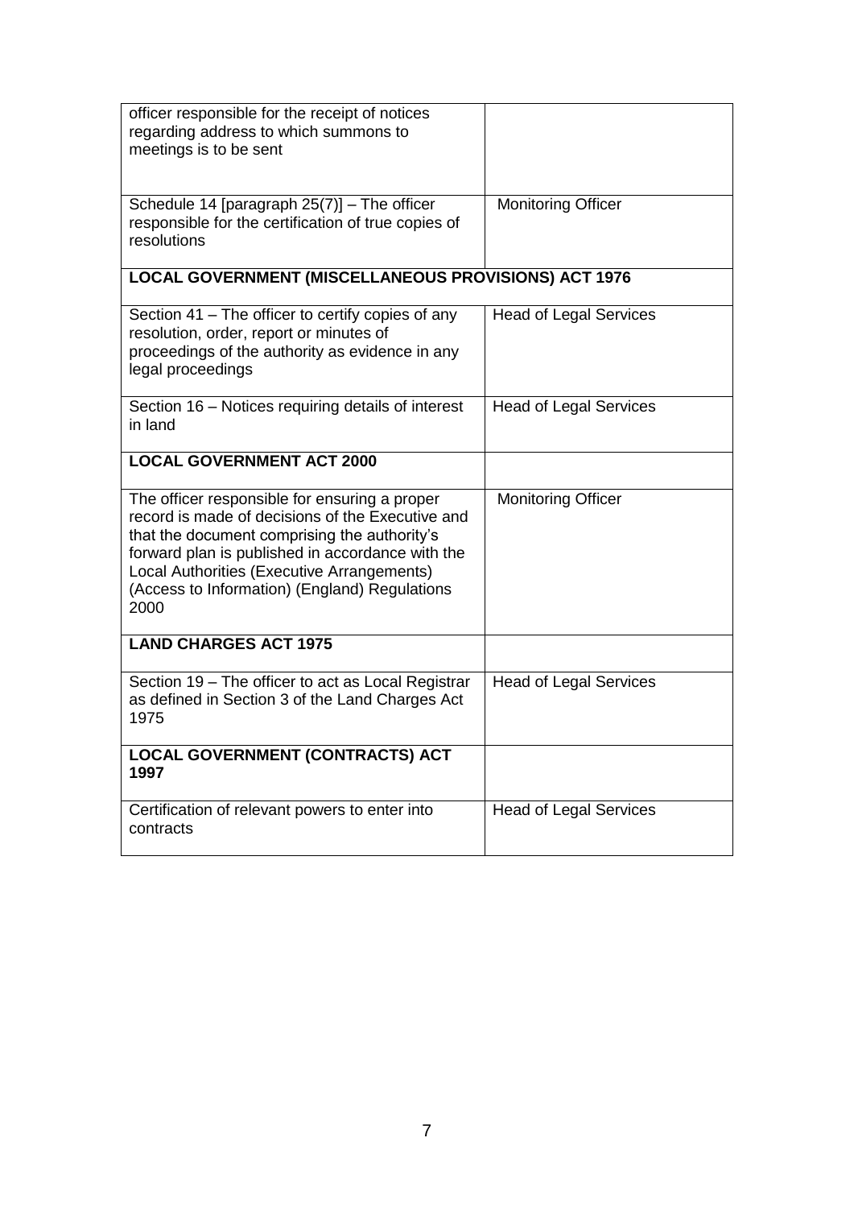| | |
|---|---|
| officer responsible for the receipt of notices regarding address to which summons to meetings is to be sent | |
| Schedule 14 [paragraph 25(7)] – The officer responsible for the certification of true copies of resolutions | Monitoring Officer |
| **LOCAL GOVERNMENT (MISCELLANEOUS PROVISIONS) ACT 1976** | |
| Section 41 – The officer to certify copies of any resolution, order, report or minutes of proceedings of the authority as evidence in any legal proceedings | Head of Legal Services |
| Section 16 – Notices requiring details of interest in land | Head of Legal Services |
| **LOCAL GOVERNMENT ACT 2000** | |
| The officer responsible for ensuring a proper record is made of decisions of the Executive and that the document comprising the authority's forward plan is published in accordance with the Local Authorities (Executive Arrangements) (Access to Information) (England) Regulations 2000 | Monitoring Officer |
| **LAND CHARGES ACT 1975** | |
| Section 19 – The officer to act as Local Registrar as defined in Section 3 of the Land Charges Act 1975 | Head of Legal Services |
| **LOCAL GOVERNMENT (CONTRACTS) ACT 1997** | |
| Certification of relevant powers to enter into contracts | Head of Legal Services |